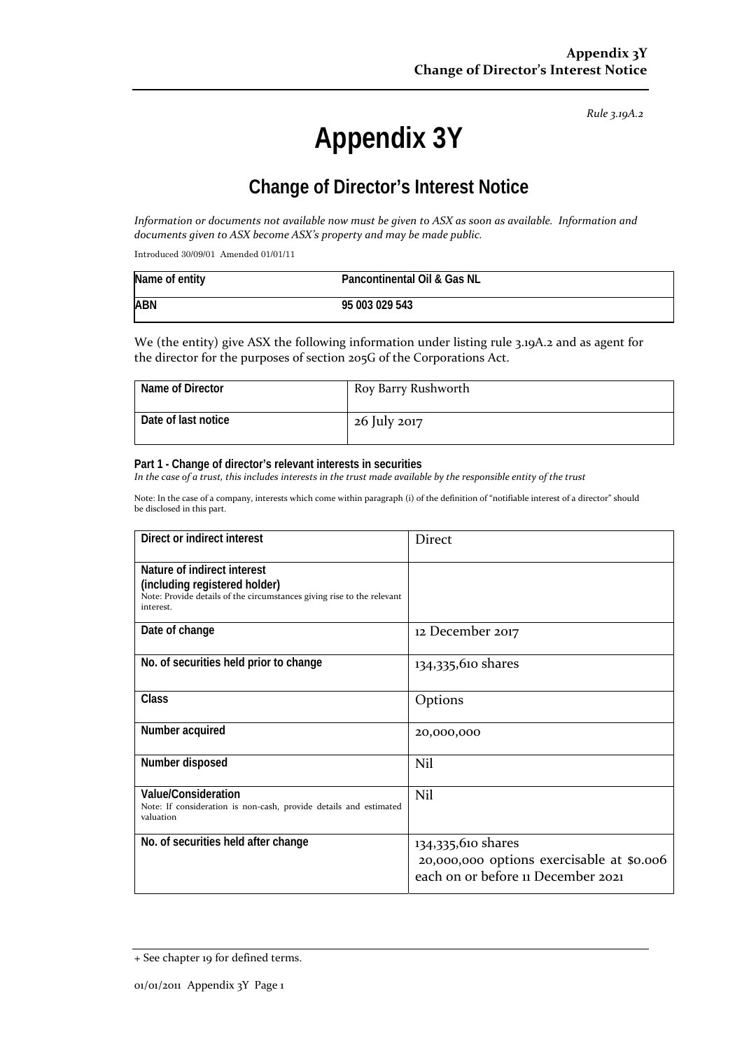*Rule 3.19A.2*

# Appendix 3Y

## Change of Director's Interest Notice

*Information or documents not available now must be given to ASX as soon as available. Information and documents given to ASX become ASX's property and may be made public.*

Introduced 30/09/01 Amended 01/01/11

| Name of entity | Pancontinental Oil & Gas NL |
|---|---|
| ABN | 95 003 029 543 |

We (the entity) give ASX the following information under listing rule 3.19A.2 and as agent for the director for the purposes of section 205G of the Corporations Act.

| Name of Director | Roy Barry Rushworth |
|---|---|
| Date of last notice | 26 July 2017 |

**Part 1 - Change of director's relevant interests in securities**

*In the case of a trust, this includes interests in the trust made available by the responsible entity of the trust*

Note: In the case of a company, interests which come within paragraph (i) of the definition of "notifiable interest of a director" should be disclosed in this part.

| Direct or indirect interest | Direct |
|---|---|
| **Nature of indirect interest (including registered holder)** Note: Provide details of the circumstances giving rise to the relevant interest. | |
| Date of change | 12 December 2017 |
| No. of securities held prior to change | 134,335,610 shares |
| Class | Options |
| Number acquired | 20,000,000 |
| Number disposed | Nil |
| **Value/Consideration** Note: If consideration is non-cash, provide details and estimated valuation | Nil |
| No. of securities held after change | 134,335,610 shares<br>20,000,000 options exercisable at $0.006 each on or before 11 December 2021 |

+ See chapter 19 for defined terms.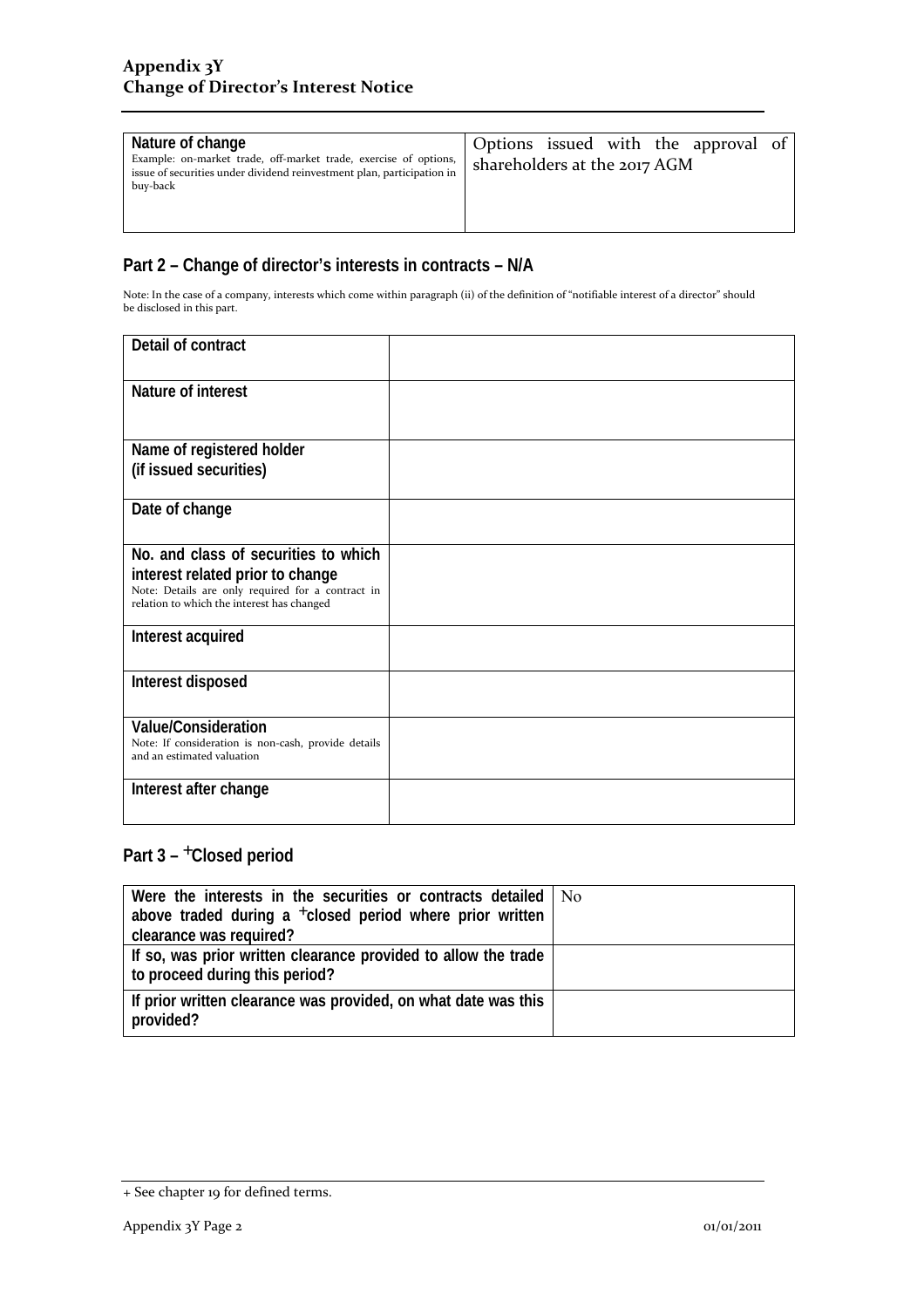| | |
|---|---|
| **Nature of change**<br>Example: on-market trade, off-market trade, exercise of options, issue of securities under dividend reinvestment plan, participation in buy-back | Options issued with the approval of shareholders at the 2017 AGM |

## Part 2 – Change of director's interests in contracts – N/A

Note: In the case of a company, interests which come within paragraph (ii) of the definition of "notifiable interest of a director" should be disclosed in this part.

| | |
|---|---|
| **Detail of contract** | |
| **Nature of interest** | |
| **Name of registered holder (if issued securities)** | |
| **Date of change** | |
| **No. and class of securities to which interest related prior to change**<br>Note: Details are only required for a contract in relation to which the interest has changed | |
| **Interest acquired** | |
| **Interest disposed** | |
| **Value/Consideration**<br>Note: If consideration is non-cash, provide details and an estimated valuation | |
| **Interest after change** | |

## Part 3 – +Closed period

| | |
|---|---|
| **Were the interests in the securities or contracts detailed above traded during a +closed period where prior written clearance was required?** | No |
| **If so, was prior written clearance provided to allow the trade to proceed during this period?** | |
| **If prior written clearance was provided, on what date was this provided?** | |

+ See chapter 19 for defined terms.